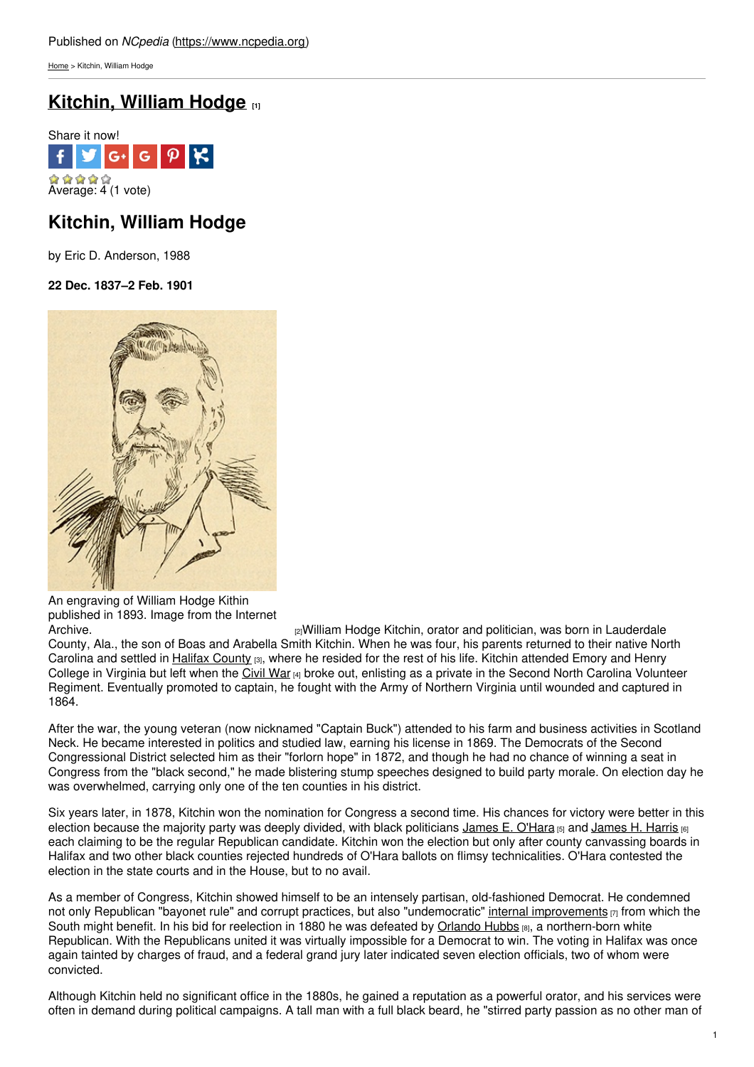Published on *NCpedia* (https://www.ncpedia.org)

Home > Kitchin, William Hodge

# Kitchin, William Hodge [1]

Share it now!

Average: 4 (1 vote)

## Kitchin, William Hodge

by Eric D. Anderson, 1988

**22 Dec. 1837–2 Feb. 1901**

An engraving of William Hodge Kithin published in 1893. Image from the Internet Archive. [2]

William Hodge Kitchin, orator and politician, was born in Lauderdale County, Ala., the son of Boas and Arabella Smith Kitchin. When he was four, his parents returned to their native North Carolina and settled in Halifax County [3], where he resided for the rest of his life. Kitchin attended Emory and Henry College in Virginia but left when the Civil War [4] broke out, enlisting as a private in the Second North Carolina Volunteer Regiment. Eventually promoted to captain, he fought with the Army of Northern Virginia until wounded and captured in 1864.

After the war, the young veteran (now nicknamed "Captain Buck") attended to his farm and business activities in Scotland Neck. He became interested in politics and studied law, earning his license in 1869. The Democrats of the Second Congressional District selected him as their "forlorn hope" in 1872, and though he had no chance of winning a seat in Congress from the "black second," he made blistering stump speeches designed to build party morale. On election day he was overwhelmed, carrying only one of the ten counties in his district.

Six years later, in 1878, Kitchin won the nomination for Congress a second time. His chances for victory were better in this election because the majority party was deeply divided, with black politicians James E. O'Hara [5] and James H. Harris [6] each claiming to be the regular Republican candidate. Kitchin won the election but only after county canvassing boards in Halifax and two other black counties rejected hundreds of O'Hara ballots on flimsy technicalities. O'Hara contested the election in the state courts and in the House, but to no avail.

As a member of Congress, Kitchin showed himself to be an intensely partisan, old-fashioned Democrat. He condemned not only Republican "bayonet rule" and corrupt practices, but also "undemocratic" internal improvements [7] from which the South might benefit. In his bid for reelection in 1880 he was defeated by Orlando Hubbs [8], a northern-born white Republican. With the Republicans united it was virtually impossible for a Democrat to win. The voting in Halifax was once again tainted by charges of fraud, and a federal grand jury later indicated seven election officials, two of whom were convicted.

Although Kitchin held no significant office in the 1880s, he gained a reputation as a powerful orator, and his services were often in demand during political campaigns. A tall man with a full black beard, he "stirred party passion as no other man of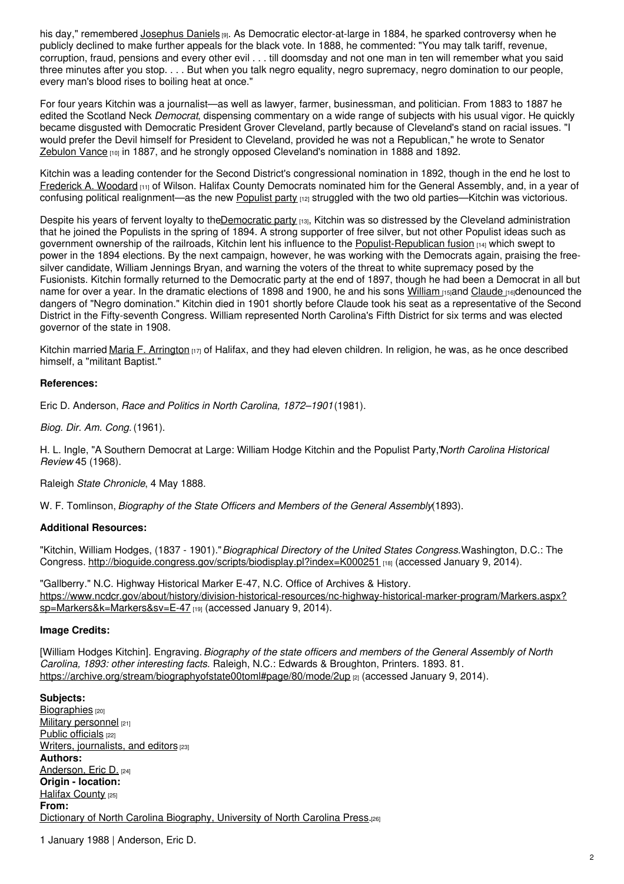his day," remembered Josephus Daniels [9]. As Democratic elector-at-large in 1884, he sparked controversy when he publicly declined to make further appeals for the black vote. In 1888, he commented: "You may talk tariff, revenue, corruption, fraud, pensions and every other evil . . . till doomsday and not one man in ten will remember what you said three minutes after you stop. . . . But when you talk negro equality, negro supremacy, negro domination to our people, every man's blood rises to boiling heat at once."

For four years Kitchin was a journalist—as well as lawyer, farmer, businessman, and politician. From 1883 to 1887 he edited the Scotland Neck *Democrat*, dispensing commentary on a wide range of subjects with his usual vigor. He quickly became disgusted with Democratic President Grover Cleveland, partly because of Cleveland's stand on racial issues. "I would prefer the Devil himself for President to Cleveland, provided he was not a Republican," he wrote to Senator Zebulon Vance [10] in 1887, and he strongly opposed Cleveland's nomination in 1888 and 1892.

Kitchin was a leading contender for the Second District's congressional nomination in 1892, though in the end he lost to Frederick A. Woodard [11] of Wilson. Halifax County Democrats nominated him for the General Assembly, and, in a year of confusing political realignment—as the new Populist party [12] struggled with the two old parties—Kitchin was victorious.

Despite his years of fervent loyalty to the Democratic party [13], Kitchin was so distressed by the Cleveland administration that he joined the Populists in the spring of 1894. A strong supporter of free silver, but not other Populist ideas such as government ownership of the railroads, Kitchin lent his influence to the Populist-Republican fusion [14] which swept to power in the 1894 elections. By the next campaign, however, he was working with the Democrats again, praising the free-silver candidate, William Jennings Bryan, and warning the voters of the threat to white supremacy posed by the Fusionists. Kitchin formally returned to the Democratic party at the end of 1897, though he had been a Democrat in all but name for over a year. In the dramatic elections of 1898 and 1900, he and his sons William [15] and Claude [16] denounced the dangers of "Negro domination." Kitchin died in 1901 shortly before Claude took his seat as a representative of the Second District in the Fifty-seventh Congress. William represented North Carolina's Fifth District for six terms and was elected governor of the state in 1908.

Kitchin married Maria F. Arrington [17] of Halifax, and they had eleven children. In religion, he was, as he once described himself, a "militant Baptist."

**References:**

Eric D. Anderson, *Race and Politics in North Carolina, 1872–1901* (1981).

*Biog. Dir. Am. Cong.* (1961).

H. L. Ingle, "A Southern Democrat at Large: William Hodge Kitchin and the Populist Party," *North Carolina Historical Review* 45 (1968).

Raleigh *State Chronicle*, 4 May 1888.

W. F. Tomlinson, *Biography of the State Officers and Members of the General Assembly* (1893).

**Additional Resources:**

"Kitchin, William Hodges, (1837 - 1901)." *Biographical Directory of the United States Congress.* Washington, D.C.: The Congress. http://bioguide.congress.gov/scripts/biodisplay.pl?index=K000251 [18] (accessed January 9, 2014).

"Gallberry." N.C. Highway Historical Marker E-47, N.C. Office of Archives & History. https://www.ncdcr.gov/about/history/division-historical-resources/nc-highway-historical-marker-program/Markers.aspx?sp=Markers&k=Markers&sv=E-47 [19] (accessed January 9, 2014).

**Image Credits:**

[William Hodges Kitchin]. Engraving. *Biography of the state officers and members of the General Assembly of North Carolina, 1893: other interesting facts.* Raleigh, N.C.: Edwards & Broughton, Printers. 1893. 81. https://archive.org/stream/biographyofstate00toml#page/80/mode/2up [2] (accessed January 9, 2014).

**Subjects:**
Biographies [20]
Military personnel [21]
Public officials [22]
Writers, journalists, and editors [23]
**Authors:**
Anderson, Eric D. [24]
**Origin - location:**
Halifax County [25]
**From:**
Dictionary of North Carolina Biography, University of North Carolina Press. [26]

1 January 1988 | Anderson, Eric D.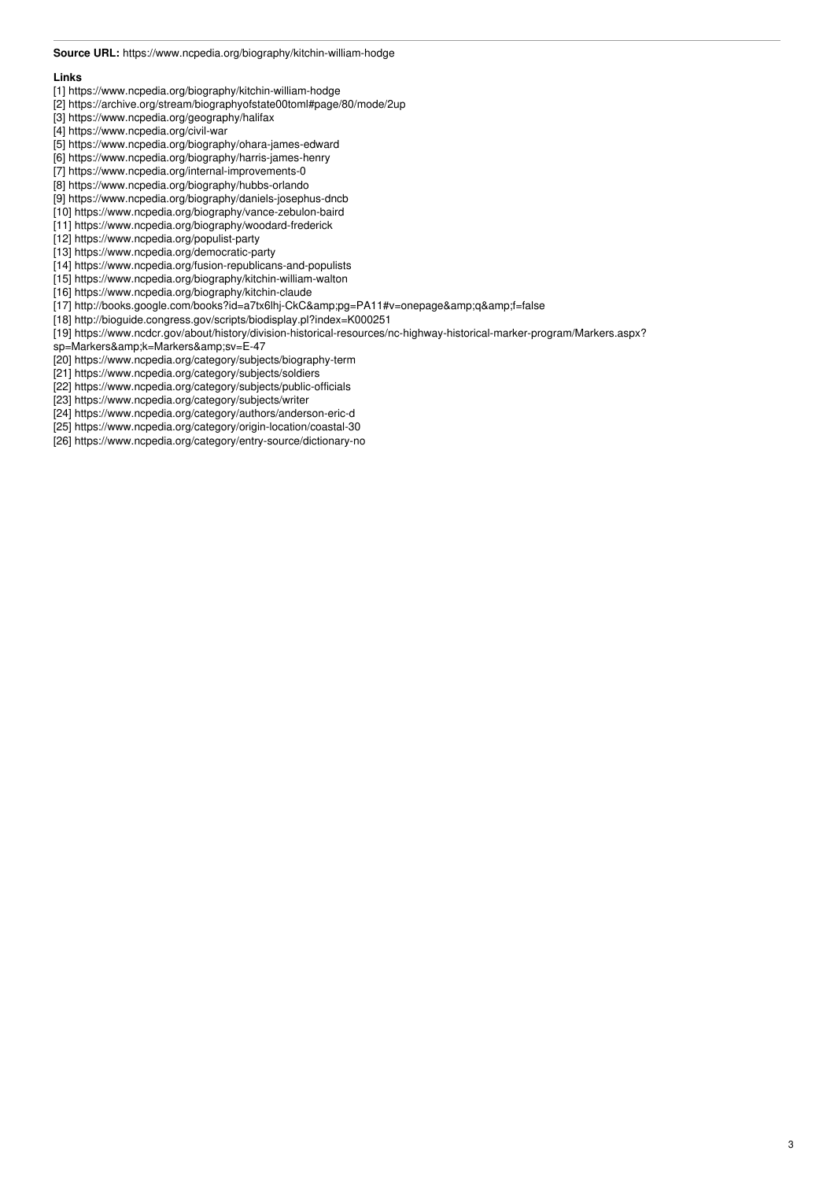**Source URL:** https://www.ncpedia.org/biography/kitchin-william-hodge

**Links**

[1] https://www.ncpedia.org/biography/kitchin-william-hodge
[2] https://archive.org/stream/biographyofstate00toml#page/80/mode/2up
[3] https://www.ncpedia.org/geography/halifax
[4] https://www.ncpedia.org/civil-war
[5] https://www.ncpedia.org/biography/ohara-james-edward
[6] https://www.ncpedia.org/biography/harris-james-henry
[7] https://www.ncpedia.org/internal-improvements-0
[8] https://www.ncpedia.org/biography/hubbs-orlando
[9] https://www.ncpedia.org/biography/daniels-josephus-dncb
[10] https://www.ncpedia.org/biography/vance-zebulon-baird
[11] https://www.ncpedia.org/biography/woodard-frederick
[12] https://www.ncpedia.org/populist-party
[13] https://www.ncpedia.org/democratic-party
[14] https://www.ncpedia.org/fusion-republicans-and-populists
[15] https://www.ncpedia.org/biography/kitchin-william-walton
[16] https://www.ncpedia.org/biography/kitchin-claude
[17] http://books.google.com/books?id=a7tx6lhj-CkC&amp;pg=PA11#v=onepage&amp;q&amp;f=false
[18] http://bioguide.congress.gov/scripts/biodisplay.pl?index=K000251
[19] https://www.ncdcr.gov/about/history/division-historical-resources/nc-highway-historical-marker-program/Markers.aspx?sp=Markers&amp;k=Markers&amp;sv=E-47
[20] https://www.ncpedia.org/category/subjects/biography-term
[21] https://www.ncpedia.org/category/subjects/soldiers
[22] https://www.ncpedia.org/category/subjects/public-officials
[23] https://www.ncpedia.org/category/subjects/writer
[24] https://www.ncpedia.org/category/authors/anderson-eric-d
[25] https://www.ncpedia.org/category/origin-location/coastal-30
[26] https://www.ncpedia.org/category/entry-source/dictionary-no